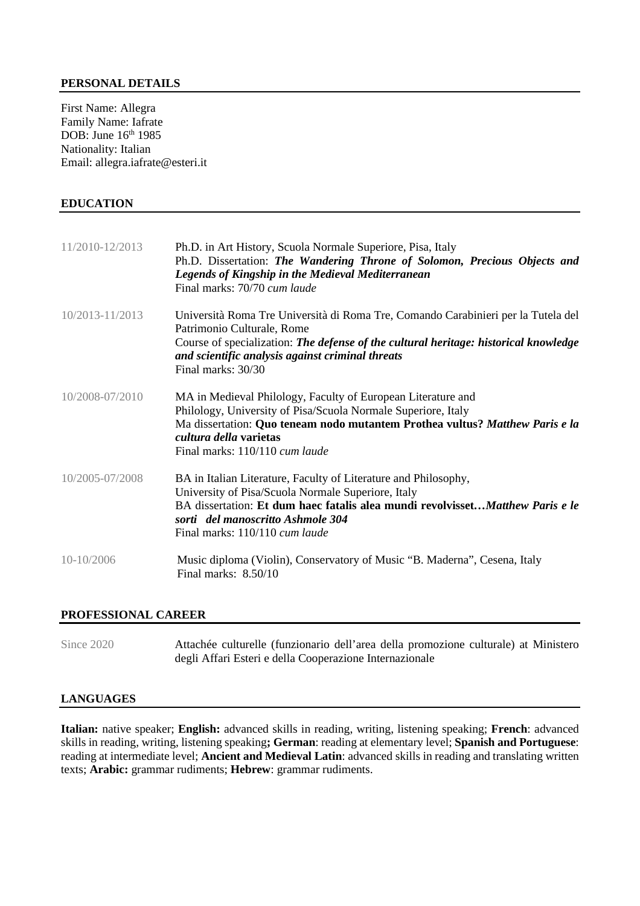## PERSONAL DETAILS

First Name: Allegra
Family Name: Iafrate
DOB: June 16th 1985
Nationality: Italian
Email: allegra.iafrate@esteri.it

## EDUCATION

11/2010-12/2013 — Ph.D. in Art History, Scuola Normale Superiore, Pisa, Italy
Ph.D. Dissertation: ***The Wandering Throne of Solomon, Precious Objects and Legends of Kingship in the Medieval Mediterranean***
Final marks: 70/70 *cum laude*

10/2013-11/2013 — Università Roma Tre Università di Roma Tre, Comando Carabinieri per la Tutela del Patrimonio Culturale, Rome
Course of specialization: ***The defense of the cultural heritage: historical knowledge and scientific analysis against criminal threats***
Final marks: 30/30

10/2008-07/2010 — MA in Medieval Philology, Faculty of European Literature and Philology, University of Pisa/Scuola Normale Superiore, Italy
Ma dissertation: **Quo teneam nodo mutantem Prothea vultus?** ***Matthew Paris e la cultura della*** **varietas**
Final marks: 110/110 *cum laude*

10/2005-07/2008 — BA in Italian Literature, Faculty of Literature and Philosophy, University of Pisa/Scuola Normale Superiore, Italy
BA dissertation: **Et dum haec fatalis alea mundi revolvisset…*****Matthew Paris e le sorti del manoscritto Ashmole 304***
Final marks: 110/110 *cum laude*

10-10/2006 — Music diploma (Violin), Conservatory of Music "B. Maderna", Cesena, Italy
Final marks: 8.50/10

## PROFESSIONAL CAREER

Since 2020 — Attachée culturelle (funzionario dell'area della promozione culturale) at Ministero degli Affari Esteri e della Cooperazione Internazionale

## LANGUAGES

**Italian:** native speaker; **English:** advanced skills in reading, writing, listening speaking; **French**: advanced skills in reading, writing, listening speaking**; German**: reading at elementary level; **Spanish and Portuguese**: reading at intermediate level; **Ancient and Medieval Latin**: advanced skills in reading and translating written texts; **Arabic:** grammar rudiments; **Hebrew**: grammar rudiments.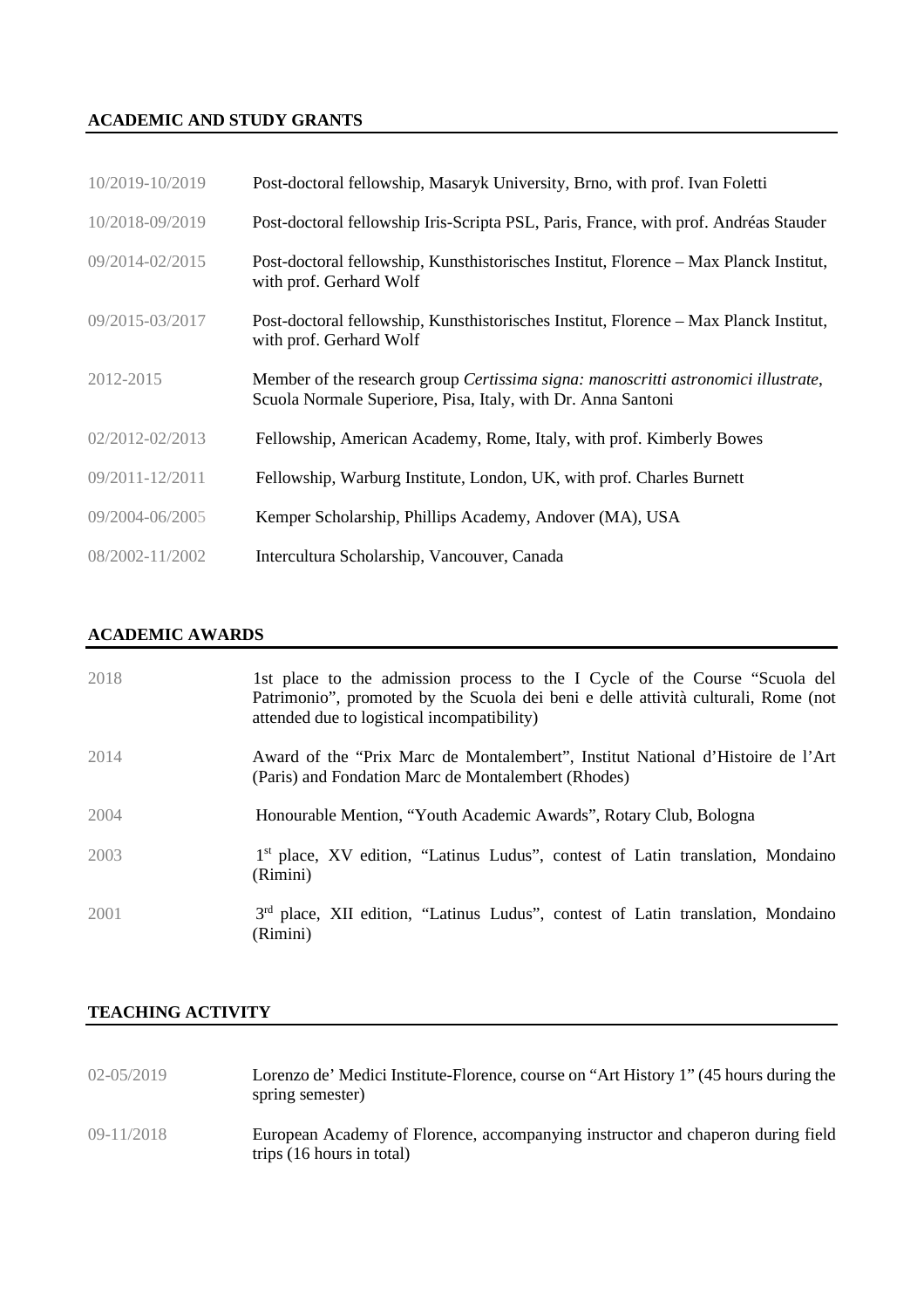## ACADEMIC AND STUDY GRANTS

| | |
|---|---|
| 10/2019-10/2019 | Post-doctoral fellowship, Masaryk University, Brno, with prof. Ivan Foletti |
| 10/2018-09/2019 | Post-doctoral fellowship Iris-Scripta PSL, Paris, France, with prof. Andréas Stauder |
| 09/2014-02/2015 | Post-doctoral fellowship, Kunsthistorisches Institut, Florence – Max Planck Institut, with prof. Gerhard Wolf |
| 09/2015-03/2017 | Post-doctoral fellowship, Kunsthistorisches Institut, Florence – Max Planck Institut, with prof. Gerhard Wolf |
| 2012-2015 | Member of the research group *Certissima signa: manoscritti astronomici illustrate*, Scuola Normale Superiore, Pisa, Italy, with Dr. Anna Santoni |
| 02/2012-02/2013 | Fellowship, American Academy, Rome, Italy, with prof. Kimberly Bowes |
| 09/2011-12/2011 | Fellowship, Warburg Institute, London, UK, with prof. Charles Burnett |
| 09/2004-06/2005 | Kemper Scholarship, Phillips Academy, Andover (MA), USA |
| 08/2002-11/2002 | Intercultura Scholarship, Vancouver, Canada |

## ACADEMIC AWARDS

| | |
|---|---|
| 2018 | 1st place to the admission process to the I Cycle of the Course "Scuola del Patrimonio", promoted by the Scuola dei beni e delle attività culturali, Rome (not attended due to logistical incompatibility) |
| 2014 | Award of the "Prix Marc de Montalembert", Institut National d'Histoire de l'Art (Paris) and Fondation Marc de Montalembert (Rhodes) |
| 2004 | Honourable Mention, "Youth Academic Awards", Rotary Club, Bologna |
| 2003 | 1st place, XV edition, "Latinus Ludus", contest of Latin translation, Mondaino (Rimini) |
| 2001 | 3rd place, XII edition, "Latinus Ludus", contest of Latin translation, Mondaino (Rimini) |

## TEACHING ACTIVITY

| | |
|---|---|
| 02-05/2019 | Lorenzo de' Medici Institute-Florence, course on "Art History 1" (45 hours during the spring semester) |
| 09-11/2018 | European Academy of Florence, accompanying instructor and chaperon during field trips (16 hours in total) |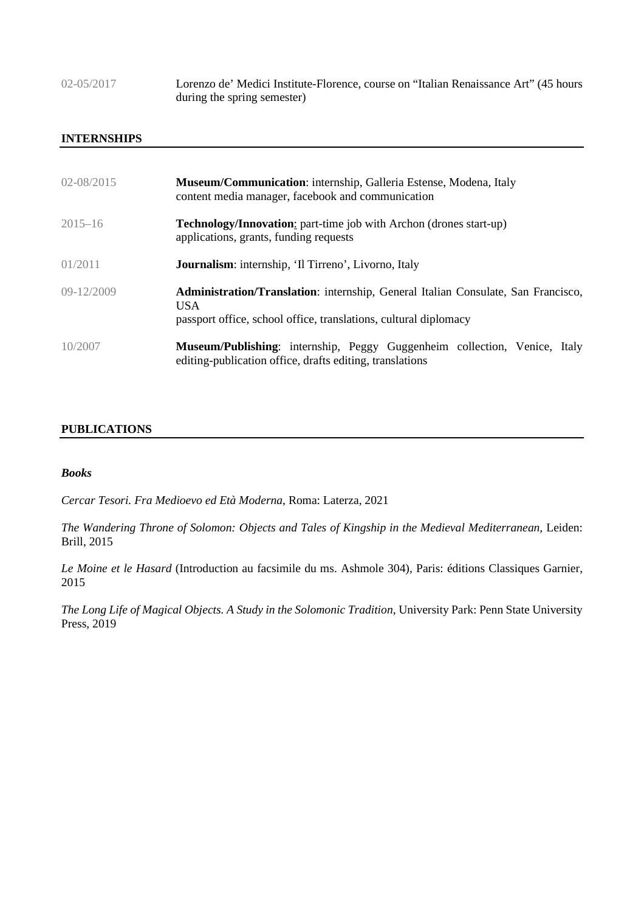02-05/2017 Lorenzo de' Medici Institute-Florence, course on "Italian Renaissance Art" (45 hours during the spring semester)

## INTERNSHIPS

02-08/2015 **Museum/Communication**: internship, Galleria Estense, Modena, Italy
content media manager, facebook and communication

2015–16 **Technology/Innovation**: part-time job with Archon (drones start-up)
applications, grants, funding requests

01/2011 **Journalism**: internship, 'Il Tirreno', Livorno, Italy

09-12/2009 **Administration/Translation**: internship, General Italian Consulate, San Francisco, USA
passport office, school office, translations, cultural diplomacy

10/2007 **Museum/Publishing**: internship, Peggy Guggenheim collection, Venice, Italy
editing-publication office, drafts editing, translations

## PUBLICATIONS

### *Books*

*Cercar Tesori. Fra Medioevo ed Età Moderna*, Roma: Laterza, 2021

*The Wandering Throne of Solomon: Objects and Tales of Kingship in the Medieval Mediterranean*, Leiden: Brill, 2015

*Le Moine et le Hasard* (Introduction au facsimile du ms. Ashmole 304), Paris: éditions Classiques Garnier, 2015

*The Long Life of Magical Objects. A Study in the Solomonic Tradition*, University Park: Penn State University Press, 2019